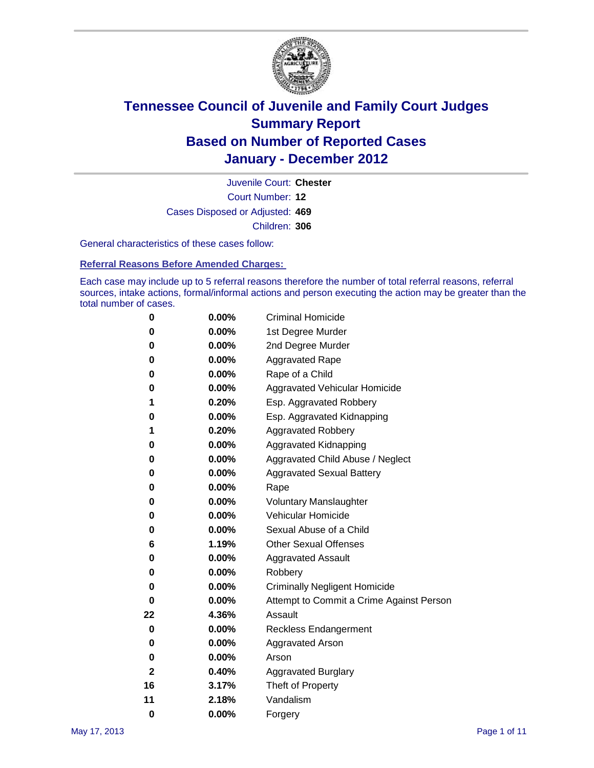# Tennessee Council of Juvenile and Family Court Judges
# Summary Report
# Based on Number of Reported Cases
# January - December 2012

Juvenile Court: **Chester**

Court Number: **12**

Cases Disposed or Adjusted: **469**

Children: **306**

General characteristics of these cases follow:

## Referral Reasons Before Amended Charges:

Each case may include up to 5 referral reasons therefore the number of total referral reasons, referral sources, intake actions, formal/informal actions and person executing the action may be greater than the total number of cases.

| Count | Percent | Referral Reason |
|---|---|---|
| 0 | 0.00% | Criminal Homicide |
| 0 | 0.00% | 1st Degree Murder |
| 0 | 0.00% | 2nd Degree Murder |
| 0 | 0.00% | Aggravated Rape |
| 0 | 0.00% | Rape of a Child |
| 0 | 0.00% | Aggravated Vehicular Homicide |
| 1 | 0.20% | Esp. Aggravated Robbery |
| 0 | 0.00% | Esp. Aggravated Kidnapping |
| 1 | 0.20% | Aggravated Robbery |
| 0 | 0.00% | Aggravated Kidnapping |
| 0 | 0.00% | Aggravated Child Abuse / Neglect |
| 0 | 0.00% | Aggravated Sexual Battery |
| 0 | 0.00% | Rape |
| 0 | 0.00% | Voluntary Manslaughter |
| 0 | 0.00% | Vehicular Homicide |
| 0 | 0.00% | Sexual Abuse of a Child |
| 6 | 1.19% | Other Sexual Offenses |
| 0 | 0.00% | Aggravated Assault |
| 0 | 0.00% | Robbery |
| 0 | 0.00% | Criminally Negligent Homicide |
| 0 | 0.00% | Attempt to Commit a Crime Against Person |
| 22 | 4.36% | Assault |
| 0 | 0.00% | Reckless Endangerment |
| 0 | 0.00% | Aggravated Arson |
| 0 | 0.00% | Arson |
| 2 | 0.40% | Aggravated Burglary |
| 16 | 3.17% | Theft of Property |
| 11 | 2.18% | Vandalism |
| 0 | 0.00% | Forgery |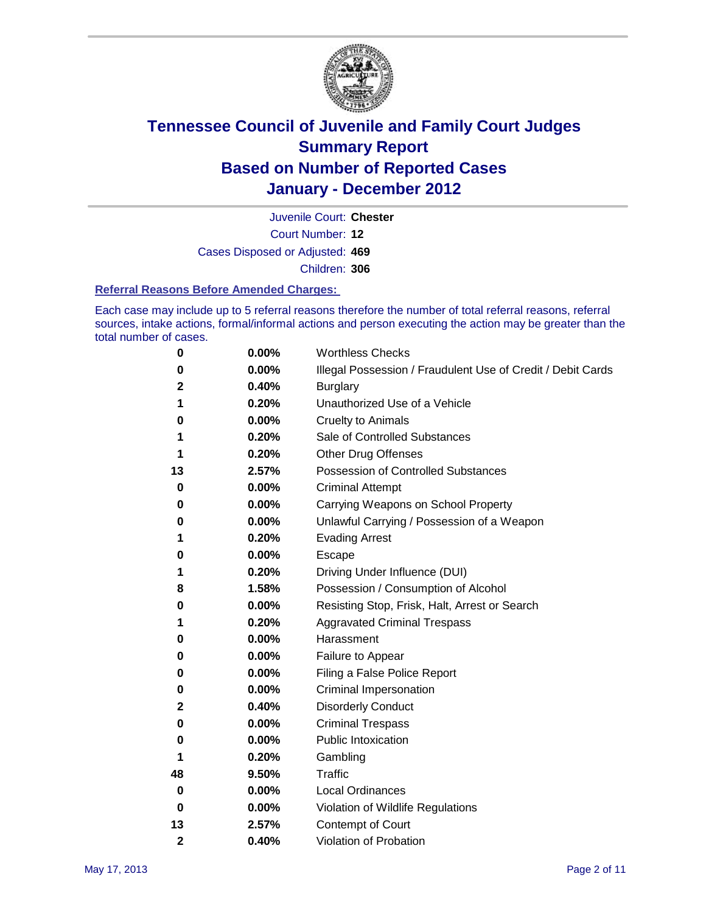# Tennessee Council of Juvenile and Family Court Judges
## Summary Report
## Based on Number of Reported Cases
## January - December 2012

Juvenile Court: **Chester**
Court Number: **12**
Cases Disposed or Adjusted: **469**
Children: **306**

### Referral Reasons Before Amended Charges:

Each case may include up to 5 referral reasons therefore the number of total referral reasons, referral sources, intake actions, formal/informal actions and person executing the action may be greater than the total number of cases.

| Count | Percent | Referral Reason |
|---|---|---|
| 0 | 0.00% | Worthless Checks |
| 0 | 0.00% | Illegal Possession / Fraudulent Use of Credit / Debit Cards |
| 2 | 0.40% | Burglary |
| 1 | 0.20% | Unauthorized Use of a Vehicle |
| 0 | 0.00% | Cruelty to Animals |
| 1 | 0.20% | Sale of Controlled Substances |
| 1 | 0.20% | Other Drug Offenses |
| 13 | 2.57% | Possession of Controlled Substances |
| 0 | 0.00% | Criminal Attempt |
| 0 | 0.00% | Carrying Weapons on School Property |
| 0 | 0.00% | Unlawful Carrying / Possession of a Weapon |
| 1 | 0.20% | Evading Arrest |
| 0 | 0.00% | Escape |
| 1 | 0.20% | Driving Under Influence (DUI) |
| 8 | 1.58% | Possession / Consumption of Alcohol |
| 0 | 0.00% | Resisting Stop, Frisk, Halt, Arrest or Search |
| 1 | 0.20% | Aggravated Criminal Trespass |
| 0 | 0.00% | Harassment |
| 0 | 0.00% | Failure to Appear |
| 0 | 0.00% | Filing a False Police Report |
| 0 | 0.00% | Criminal Impersonation |
| 2 | 0.40% | Disorderly Conduct |
| 0 | 0.00% | Criminal Trespass |
| 0 | 0.00% | Public Intoxication |
| 1 | 0.20% | Gambling |
| 48 | 9.50% | Traffic |
| 0 | 0.00% | Local Ordinances |
| 0 | 0.00% | Violation of Wildlife Regulations |
| 13 | 2.57% | Contempt of Court |
| 2 | 0.40% | Violation of Probation |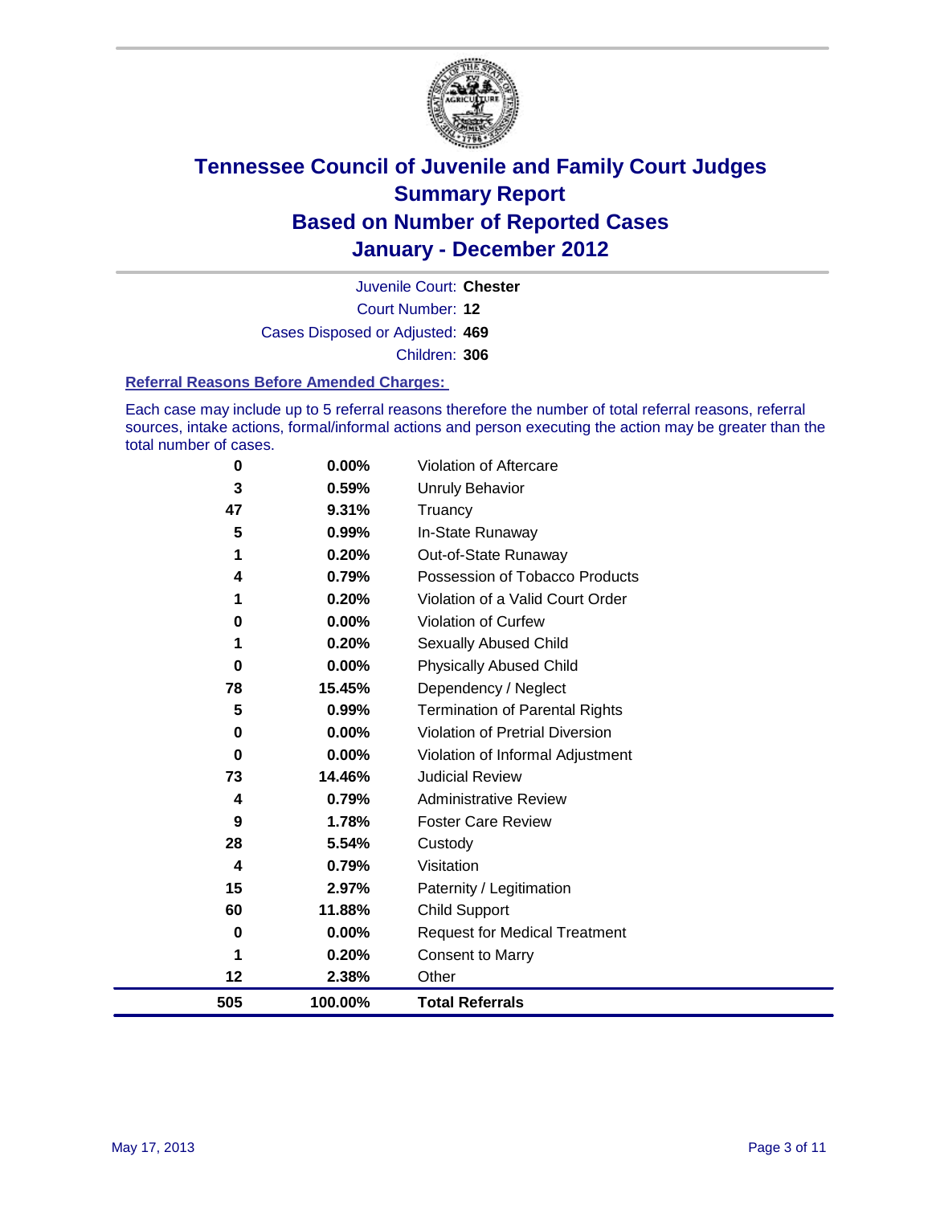# Tennessee Council of Juvenile and Family Court Judges
## Summary Report
## Based on Number of Reported Cases
## January - December 2012

Juvenile Court: **Chester**

Court Number: **12**

Cases Disposed or Adjusted: **469**

Children: **306**

### Referral Reasons Before Amended Charges:

Each case may include up to 5 referral reasons therefore the number of total referral reasons, referral sources, intake actions, formal/informal actions and person executing the action may be greater than the total number of cases.

| Count | Percent | Referral Reason |
|---|---|---|
| 0 | 0.00% | Violation of Aftercare |
| 3 | 0.59% | Unruly Behavior |
| 47 | 9.31% | Truancy |
| 5 | 0.99% | In-State Runaway |
| 1 | 0.20% | Out-of-State Runaway |
| 4 | 0.79% | Possession of Tobacco Products |
| 1 | 0.20% | Violation of a Valid Court Order |
| 0 | 0.00% | Violation of Curfew |
| 1 | 0.20% | Sexually Abused Child |
| 0 | 0.00% | Physically Abused Child |
| 78 | 15.45% | Dependency / Neglect |
| 5 | 0.99% | Termination of Parental Rights |
| 0 | 0.00% | Violation of Pretrial Diversion |
| 0 | 0.00% | Violation of Informal Adjustment |
| 73 | 14.46% | Judicial Review |
| 4 | 0.79% | Administrative Review |
| 9 | 1.78% | Foster Care Review |
| 28 | 5.54% | Custody |
| 4 | 0.79% | Visitation |
| 15 | 2.97% | Paternity / Legitimation |
| 60 | 11.88% | Child Support |
| 0 | 0.00% | Request for Medical Treatment |
| 1 | 0.20% | Consent to Marry |
| 12 | 2.38% | Other |
| **505** | **100.00%** | **Total Referrals** |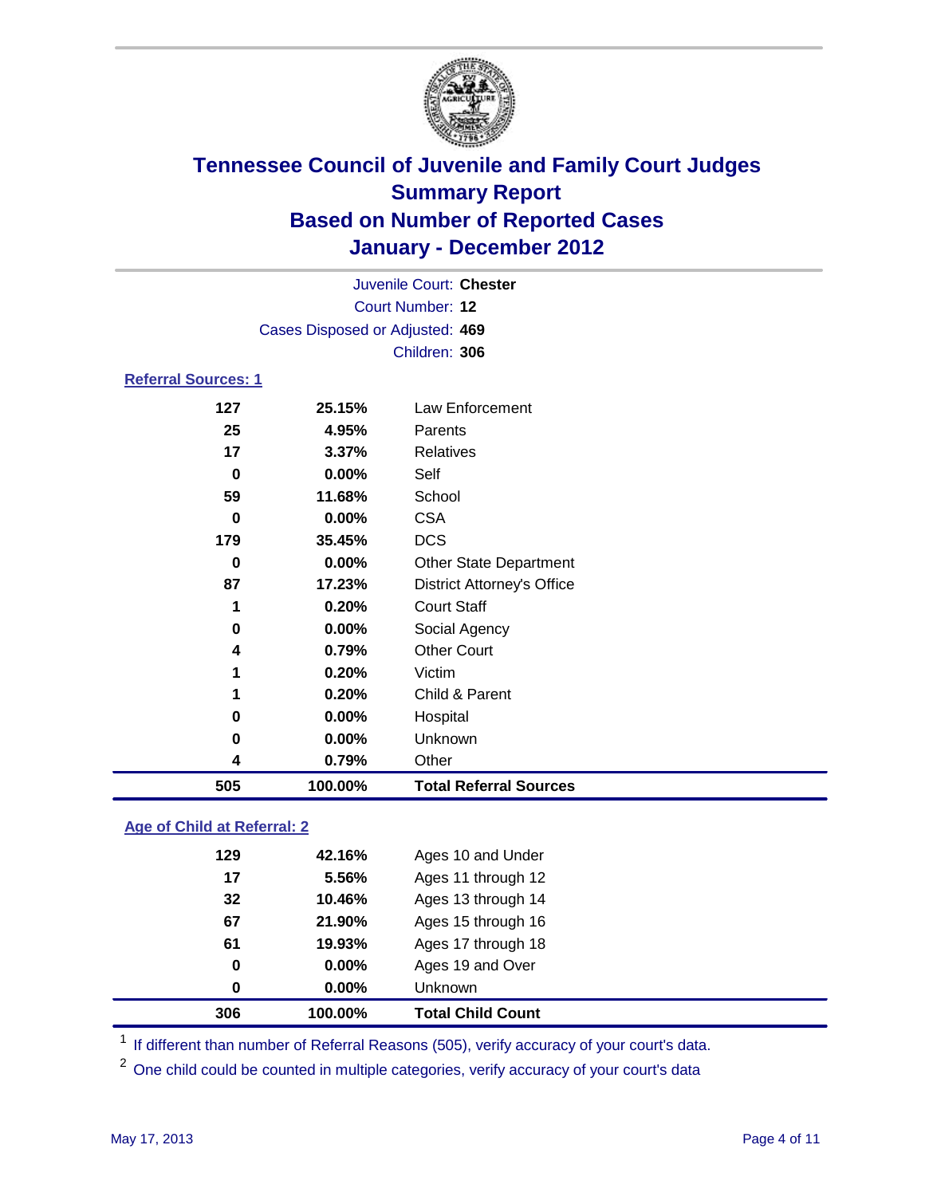# Tennessee Council of Juvenile and Family Court Judges
## Summary Report
## Based on Number of Reported Cases
## January - December 2012

Juvenile Court: **Chester**
Court Number: **12**
Cases Disposed or Adjusted: **469**
Children: **306**

### Referral Sources: 1

| | | |
|---|---|---|
| 127 | 25.15% | Law Enforcement |
| 25 | 4.95% | Parents |
| 17 | 3.37% | Relatives |
| 0 | 0.00% | Self |
| 59 | 11.68% | School |
| 0 | 0.00% | CSA |
| 179 | 35.45% | DCS |
| 0 | 0.00% | Other State Department |
| 87 | 17.23% | District Attorney's Office |
| 1 | 0.20% | Court Staff |
| 0 | 0.00% | Social Agency |
| 4 | 0.79% | Other Court |
| 1 | 0.20% | Victim |
| 1 | 0.20% | Child & Parent |
| 0 | 0.00% | Hospital |
| 0 | 0.00% | Unknown |
| 4 | 0.79% | Other |
| **505** | **100.00%** | **Total Referral Sources** |

### Age of Child at Referral: 2

| | | |
|---|---|---|
| 129 | 42.16% | Ages 10 and Under |
| 17 | 5.56% | Ages 11 through 12 |
| 32 | 10.46% | Ages 13 through 14 |
| 67 | 21.90% | Ages 15 through 16 |
| 61 | 19.93% | Ages 17 through 18 |
| 0 | 0.00% | Ages 19 and Over |
| 0 | 0.00% | Unknown |
| **306** | **100.00%** | **Total Child Count** |

[1] If different than number of Referral Reasons (505), verify accuracy of your court's data.

[2] One child could be counted in multiple categories, verify accuracy of your court's data

May 17, 2013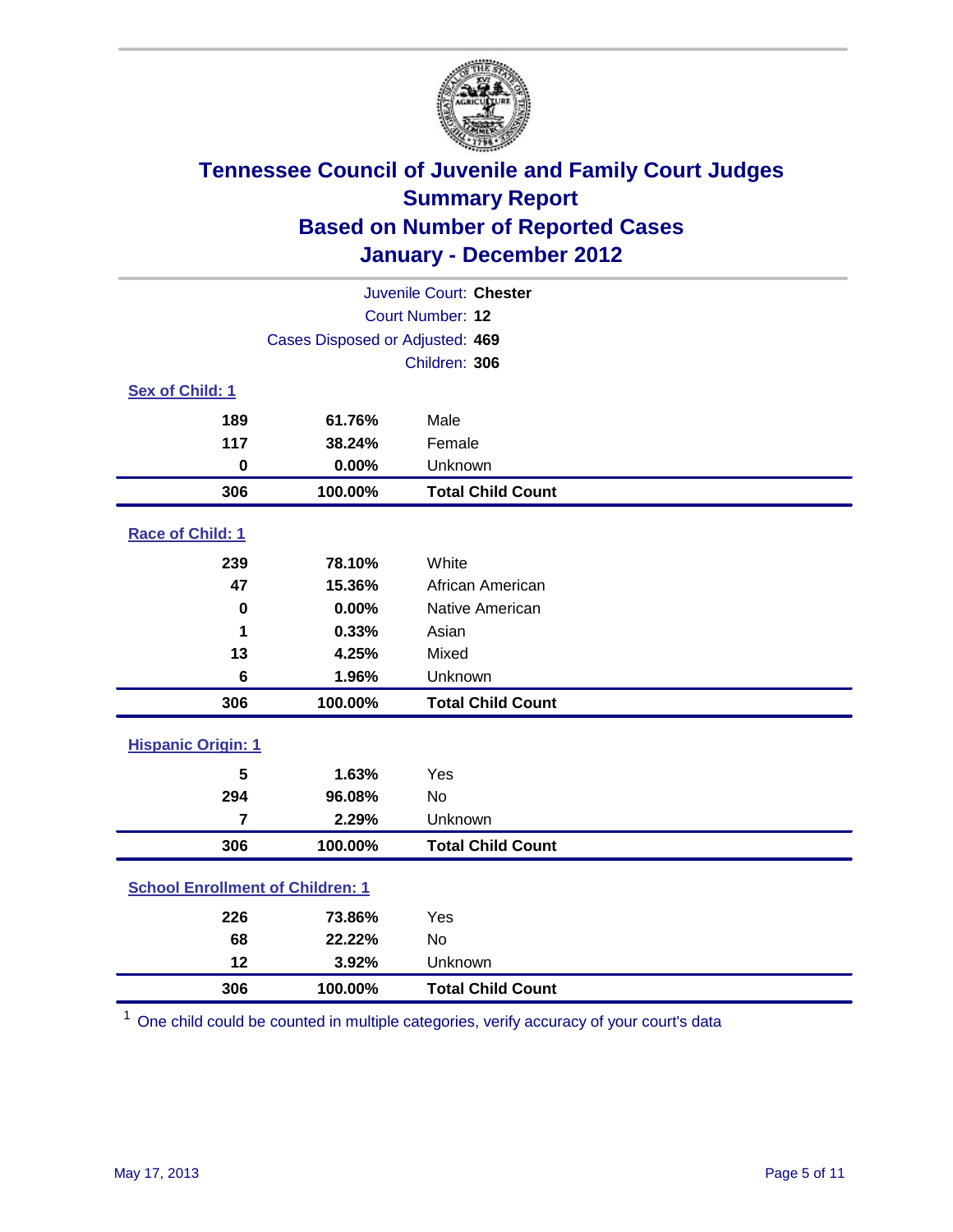# Tennessee Council of Juvenile and Family Court Judges
## Summary Report
## Based on Number of Reported Cases
## January - December 2012

Juvenile Court: **Chester**
Court Number: **12**
Cases Disposed or Adjusted: **469**
Children: **306**

### Sex of Child: 1

| | | |
|---|---|---|
| 189 | 61.76% | Male |
| 117 | 38.24% | Female |
| 0 | 0.00% | Unknown |
| **306** | **100.00%** | **Total Child Count** |

### Race of Child: 1

| | | |
|---|---|---|
| 239 | 78.10% | White |
| 47 | 15.36% | African American |
| 0 | 0.00% | Native American |
| 1 | 0.33% | Asian |
| 13 | 4.25% | Mixed |
| 6 | 1.96% | Unknown |
| **306** | **100.00%** | **Total Child Count** |

### Hispanic Origin: 1

| | | |
|---|---|---|
| 5 | 1.63% | Yes |
| 294 | 96.08% | No |
| 7 | 2.29% | Unknown |
| **306** | **100.00%** | **Total Child Count** |

### School Enrollment of Children: 1

| | | |
|---|---|---|
| 226 | 73.86% | Yes |
| 68 | 22.22% | No |
| 12 | 3.92% | Unknown |
| **306** | **100.00%** | **Total Child Count** |

[1] One child could be counted in multiple categories, verify accuracy of your court's data

May 17, 2013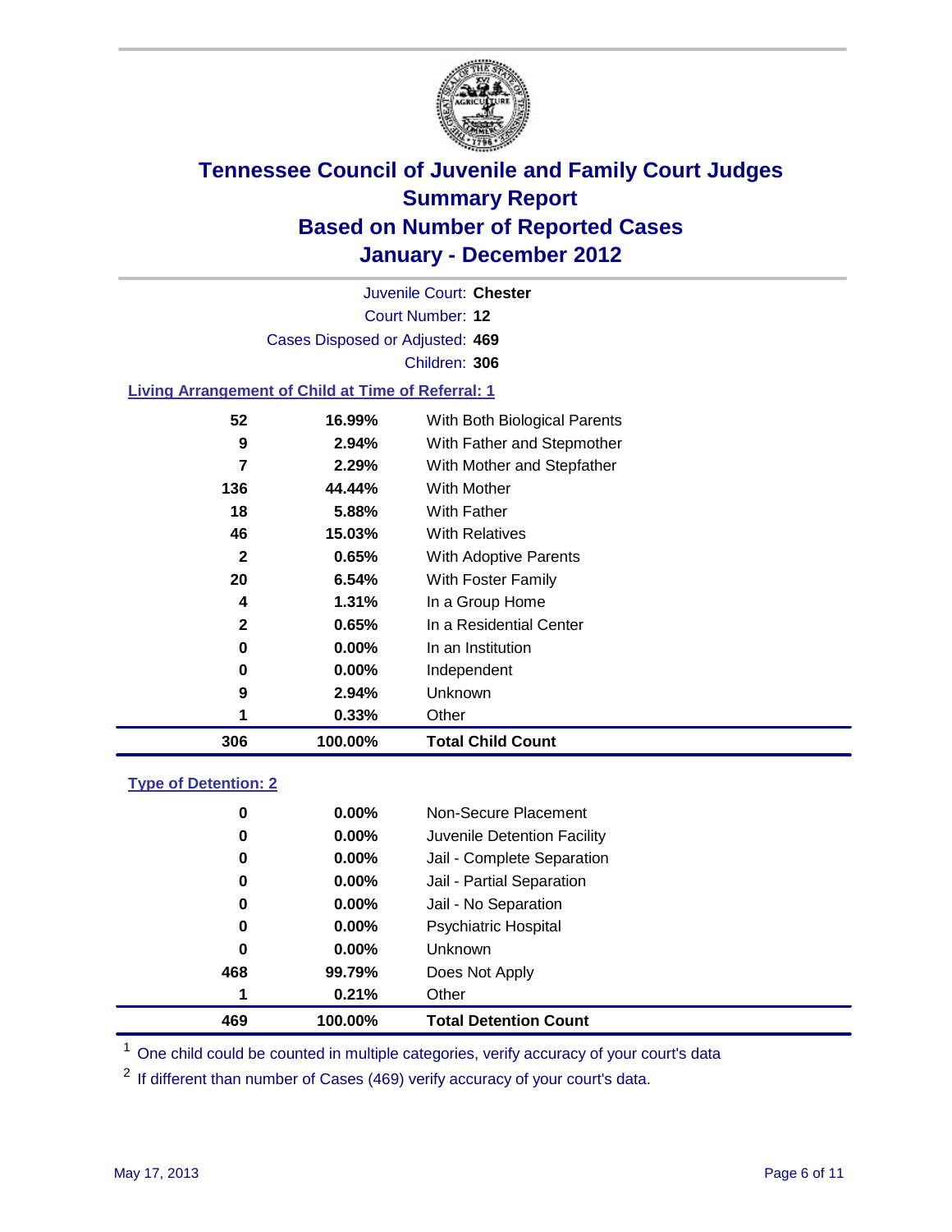# Tennessee Council of Juvenile and Family Court Judges
## Summary Report
## Based on Number of Reported Cases
## January - December 2012

Juvenile Court: **Chester**
Court Number: **12**
Cases Disposed or Adjusted: **469**
Children: **306**

### Living Arrangement of Child at Time of Referral: 1

| Count | Percent | Category |
|---|---|---|
| 52 | 16.99% | With Both Biological Parents |
| 9 | 2.94% | With Father and Stepmother |
| 7 | 2.29% | With Mother and Stepfather |
| 136 | 44.44% | With Mother |
| 18 | 5.88% | With Father |
| 46 | 15.03% | With Relatives |
| 2 | 0.65% | With Adoptive Parents |
| 20 | 6.54% | With Foster Family |
| 4 | 1.31% | In a Group Home |
| 2 | 0.65% | In a Residential Center |
| 0 | 0.00% | In an Institution |
| 0 | 0.00% | Independent |
| 9 | 2.94% | Unknown |
| 1 | 0.33% | Other |
| **306** | **100.00%** | **Total Child Count** |

### Type of Detention: 2

| Count | Percent | Category |
|---|---|---|
| 0 | 0.00% | Non-Secure Placement |
| 0 | 0.00% | Juvenile Detention Facility |
| 0 | 0.00% | Jail - Complete Separation |
| 0 | 0.00% | Jail - Partial Separation |
| 0 | 0.00% | Jail - No Separation |
| 0 | 0.00% | Psychiatric Hospital |
| 0 | 0.00% | Unknown |
| 468 | 99.79% | Does Not Apply |
| 1 | 0.21% | Other |
| **469** | **100.00%** | **Total Detention Count** |

[1] One child could be counted in multiple categories, verify accuracy of your court's data

[2] If different than number of Cases (469) verify accuracy of your court's data.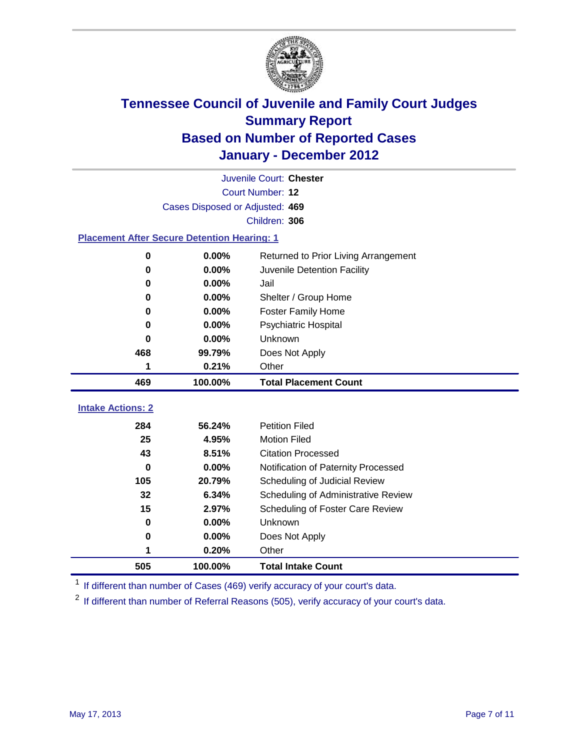# Tennessee Council of Juvenile and Family Court Judges
## Summary Report
## Based on Number of Reported Cases
## January - December 2012

Juvenile Court: **Chester**

Court Number: **12**

Cases Disposed or Adjusted: **469**

Children: **306**

### Placement After Secure Detention Hearing: 1

| | | |
|---|---|---|
| 0 | 0.00% | Returned to Prior Living Arrangement |
| 0 | 0.00% | Juvenile Detention Facility |
| 0 | 0.00% | Jail |
| 0 | 0.00% | Shelter / Group Home |
| 0 | 0.00% | Foster Family Home |
| 0 | 0.00% | Psychiatric Hospital |
| 0 | 0.00% | Unknown |
| 468 | 99.79% | Does Not Apply |
| 1 | 0.21% | Other |
| **469** | **100.00%** | **Total Placement Count** |

### Intake Actions: 2

| | | |
|---|---|---|
| 284 | 56.24% | Petition Filed |
| 25 | 4.95% | Motion Filed |
| 43 | 8.51% | Citation Processed |
| 0 | 0.00% | Notification of Paternity Processed |
| 105 | 20.79% | Scheduling of Judicial Review |
| 32 | 6.34% | Scheduling of Administrative Review |
| 15 | 2.97% | Scheduling of Foster Care Review |
| 0 | 0.00% | Unknown |
| 0 | 0.00% | Does Not Apply |
| 1 | 0.20% | Other |
| **505** | **100.00%** | **Total Intake Count** |

[1] If different than number of Cases (469) verify accuracy of your court's data.

[2] If different than number of Referral Reasons (505), verify accuracy of your court's data.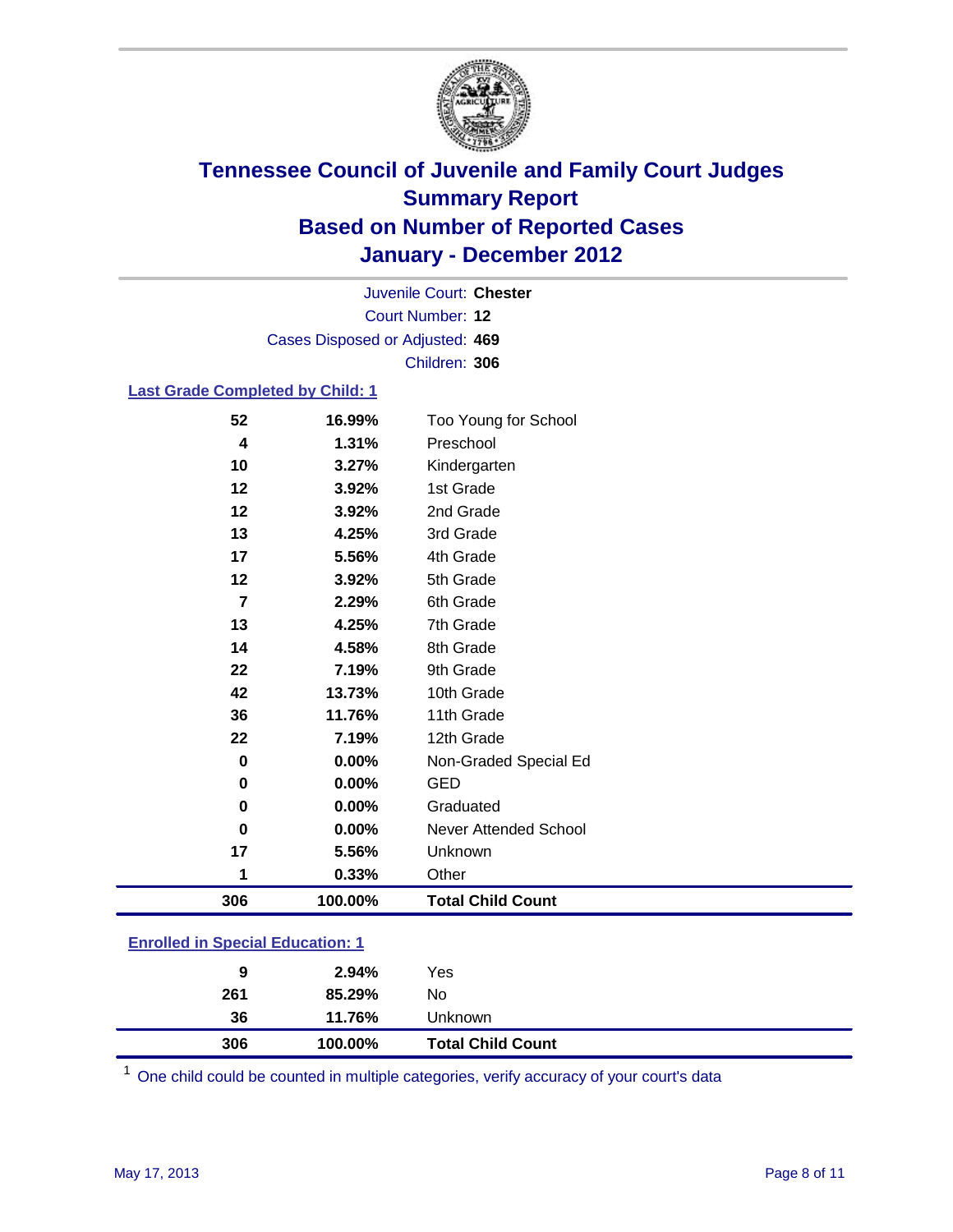# Tennessee Council of Juvenile and Family Court Judges
## Summary Report
## Based on Number of Reported Cases
## January - December 2012

Juvenile Court: **Chester**
Court Number: **12**
Cases Disposed or Adjusted: **469**
Children: **306**

### Last Grade Completed by Child: 1

| | | |
|---|---|---|
| 52 | 16.99% | Too Young for School |
| 4 | 1.31% | Preschool |
| 10 | 3.27% | Kindergarten |
| 12 | 3.92% | 1st Grade |
| 12 | 3.92% | 2nd Grade |
| 13 | 4.25% | 3rd Grade |
| 17 | 5.56% | 4th Grade |
| 12 | 3.92% | 5th Grade |
| 7 | 2.29% | 6th Grade |
| 13 | 4.25% | 7th Grade |
| 14 | 4.58% | 8th Grade |
| 22 | 7.19% | 9th Grade |
| 42 | 13.73% | 10th Grade |
| 36 | 11.76% | 11th Grade |
| 22 | 7.19% | 12th Grade |
| 0 | 0.00% | Non-Graded Special Ed |
| 0 | 0.00% | GED |
| 0 | 0.00% | Graduated |
| 0 | 0.00% | Never Attended School |
| 17 | 5.56% | Unknown |
| 1 | 0.33% | Other |
| **306** | **100.00%** | **Total Child Count** |

### Enrolled in Special Education: 1

| | | |
|---|---|---|
| 9 | 2.94% | Yes |
| 261 | 85.29% | No |
| 36 | 11.76% | Unknown |
| **306** | **100.00%** | **Total Child Count** |

[1] One child could be counted in multiple categories, verify accuracy of your court's data

May 17, 2013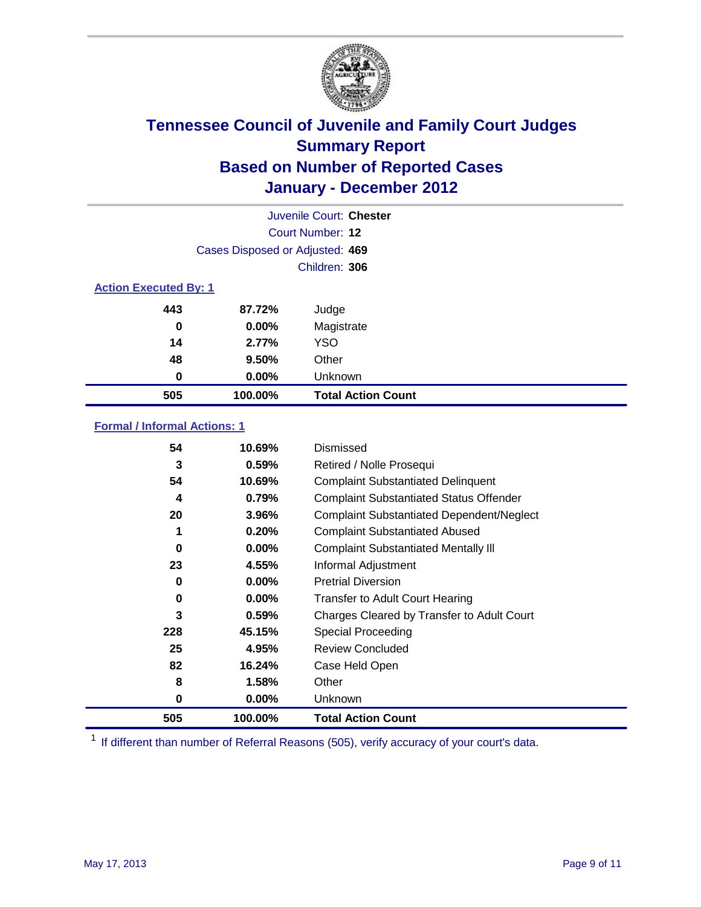# Tennessee Council of Juvenile and Family Court Judges
## Summary Report
## Based on Number of Reported Cases
## January - December 2012

Juvenile Court: **Chester**

Court Number: **12**

Cases Disposed or Adjusted: **469**

Children: **306**

### Action Executed By: 1

| Count | Percent | Action |
|---|---|---|
| 443 | 87.72% | Judge |
| 0 | 0.00% | Magistrate |
| 14 | 2.77% | YSO |
| 48 | 9.50% | Other |
| 0 | 0.00% | Unknown |
| **505** | **100.00%** | **Total Action Count** |

### Formal / Informal Actions: 1

| Count | Percent | Action |
|---|---|---|
| 54 | 10.69% | Dismissed |
| 3 | 0.59% | Retired / Nolle Prosequi |
| 54 | 10.69% | Complaint Substantiated Delinquent |
| 4 | 0.79% | Complaint Substantiated Status Offender |
| 20 | 3.96% | Complaint Substantiated Dependent/Neglect |
| 1 | 0.20% | Complaint Substantiated Abused |
| 0 | 0.00% | Complaint Substantiated Mentally Ill |
| 23 | 4.55% | Informal Adjustment |
| 0 | 0.00% | Pretrial Diversion |
| 0 | 0.00% | Transfer to Adult Court Hearing |
| 3 | 0.59% | Charges Cleared by Transfer to Adult Court |
| 228 | 45.15% | Special Proceeding |
| 25 | 4.95% | Review Concluded |
| 82 | 16.24% | Case Held Open |
| 8 | 1.58% | Other |
| 0 | 0.00% | Unknown |
| **505** | **100.00%** | **Total Action Count** |

[1] If different than number of Referral Reasons (505), verify accuracy of your court's data.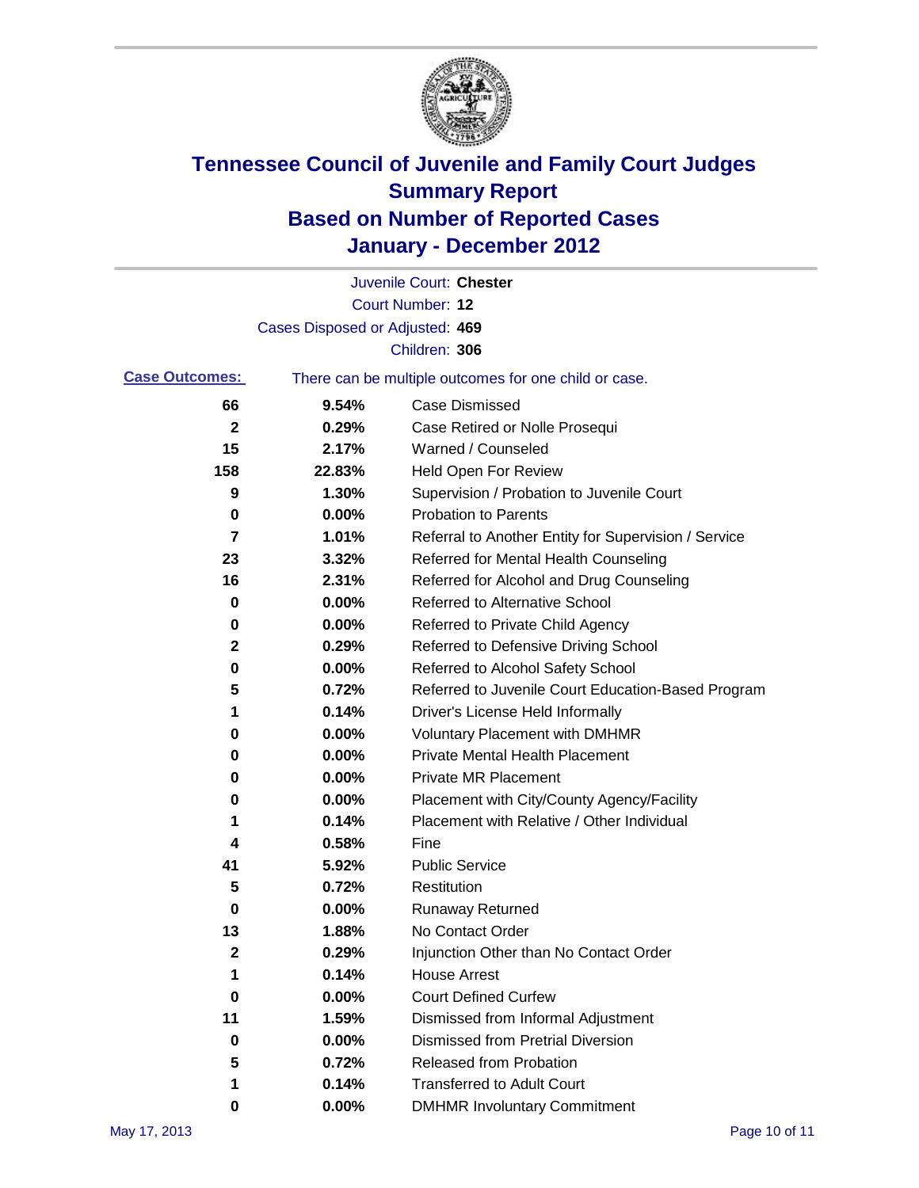# Tennessee Council of Juvenile and Family Court Judges
# Summary Report
# Based on Number of Reported Cases
# January - December 2012

Juvenile Court: **Chester**

Court Number: **12**

Cases Disposed or Adjusted: **469**

Children: **306**

**Case Outcomes:** There can be multiple outcomes for one child or case.

| | | |
|---|---|---|
| **66** | **9.54%** | Case Dismissed |
| **2** | **0.29%** | Case Retired or Nolle Prosequi |
| **15** | **2.17%** | Warned / Counseled |
| **158** | **22.83%** | Held Open For Review |
| **9** | **1.30%** | Supervision / Probation to Juvenile Court |
| **0** | **0.00%** | Probation to Parents |
| **7** | **1.01%** | Referral to Another Entity for Supervision / Service |
| **23** | **3.32%** | Referred for Mental Health Counseling |
| **16** | **2.31%** | Referred for Alcohol and Drug Counseling |
| **0** | **0.00%** | Referred to Alternative School |
| **0** | **0.00%** | Referred to Private Child Agency |
| **2** | **0.29%** | Referred to Defensive Driving School |
| **0** | **0.00%** | Referred to Alcohol Safety School |
| **5** | **0.72%** | Referred to Juvenile Court Education-Based Program |
| **1** | **0.14%** | Driver's License Held Informally |
| **0** | **0.00%** | Voluntary Placement with DMHMR |
| **0** | **0.00%** | Private Mental Health Placement |
| **0** | **0.00%** | Private MR Placement |
| **0** | **0.00%** | Placement with City/County Agency/Facility |
| **1** | **0.14%** | Placement with Relative / Other Individual |
| **4** | **0.58%** | Fine |
| **41** | **5.92%** | Public Service |
| **5** | **0.72%** | Restitution |
| **0** | **0.00%** | Runaway Returned |
| **13** | **1.88%** | No Contact Order |
| **2** | **0.29%** | Injunction Other than No Contact Order |
| **1** | **0.14%** | House Arrest |
| **0** | **0.00%** | Court Defined Curfew |
| **11** | **1.59%** | Dismissed from Informal Adjustment |
| **0** | **0.00%** | Dismissed from Pretrial Diversion |
| **5** | **0.72%** | Released from Probation |
| **1** | **0.14%** | Transferred to Adult Court |
| **0** | **0.00%** | DMHMR Involuntary Commitment |

May 17, 2013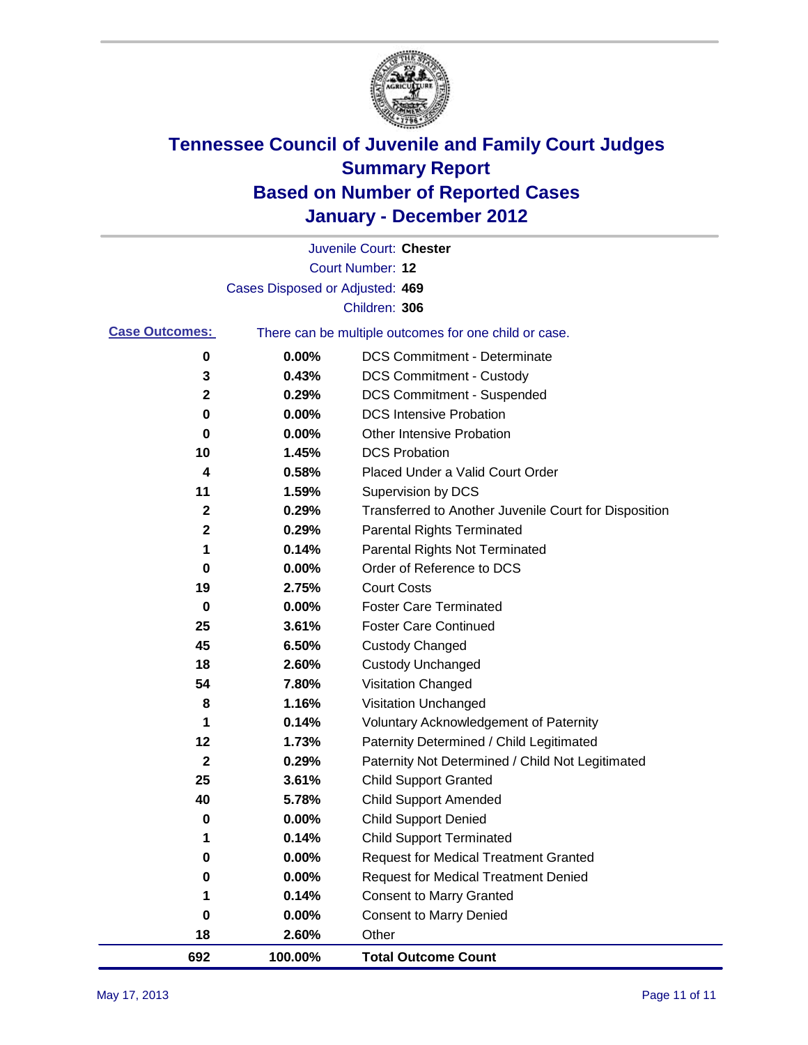# Tennessee Council of Juvenile and Family Court Judges
## Summary Report
## Based on Number of Reported Cases
## January - December 2012

Juvenile Court: **Chester**

Court Number: **12**

Cases Disposed or Adjusted: **469**

Children: **306**

**Case Outcomes:** There can be multiple outcomes for one child or case.

| | | |
|---|---|---|
| 0 | 0.00% | DCS Commitment - Determinate |
| 3 | 0.43% | DCS Commitment - Custody |
| 2 | 0.29% | DCS Commitment - Suspended |
| 0 | 0.00% | DCS Intensive Probation |
| 0 | 0.00% | Other Intensive Probation |
| 10 | 1.45% | DCS Probation |
| 4 | 0.58% | Placed Under a Valid Court Order |
| 11 | 1.59% | Supervision by DCS |
| 2 | 0.29% | Transferred to Another Juvenile Court for Disposition |
| 2 | 0.29% | Parental Rights Terminated |
| 1 | 0.14% | Parental Rights Not Terminated |
| 0 | 0.00% | Order of Reference to DCS |
| 19 | 2.75% | Court Costs |
| 0 | 0.00% | Foster Care Terminated |
| 25 | 3.61% | Foster Care Continued |
| 45 | 6.50% | Custody Changed |
| 18 | 2.60% | Custody Unchanged |
| 54 | 7.80% | Visitation Changed |
| 8 | 1.16% | Visitation Unchanged |
| 1 | 0.14% | Voluntary Acknowledgement of Paternity |
| 12 | 1.73% | Paternity Determined / Child Legitimated |
| 2 | 0.29% | Paternity Not Determined / Child Not Legitimated |
| 25 | 3.61% | Child Support Granted |
| 40 | 5.78% | Child Support Amended |
| 0 | 0.00% | Child Support Denied |
| 1 | 0.14% | Child Support Terminated |
| 0 | 0.00% | Request for Medical Treatment Granted |
| 0 | 0.00% | Request for Medical Treatment Denied |
| 1 | 0.14% | Consent to Marry Granted |
| 0 | 0.00% | Consent to Marry Denied |
| 18 | 2.60% | Other |
| **692** | **100.00%** | **Total Outcome Count** |